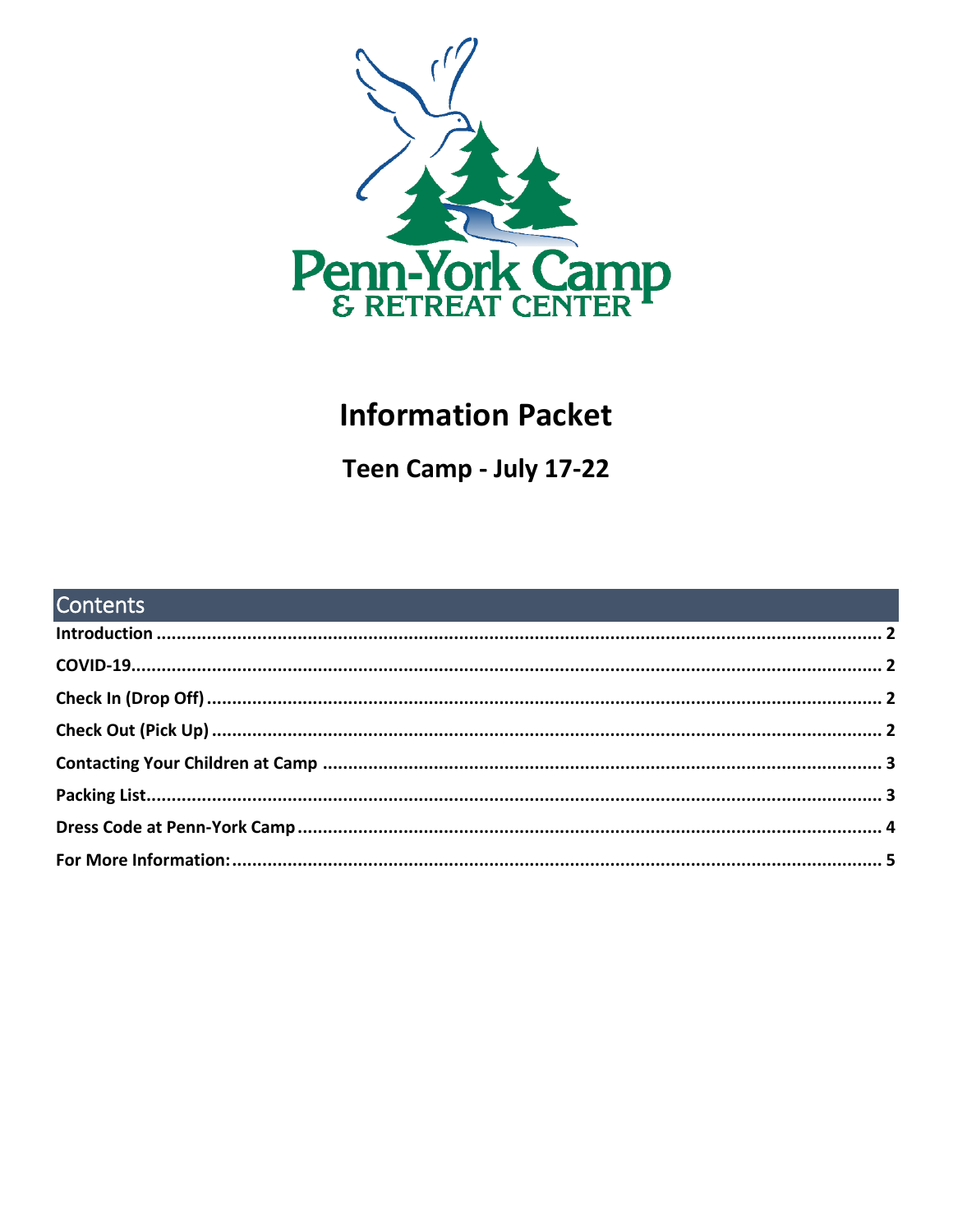Penn-York Camp
& RETREAT CENTER

# Information Packet

## Teen Camp - July 17-22

## Contents

**Introduction** .......... **2**

**COVID-19** .......... **2**

**Check In (Drop Off)** .......... **2**

**Check Out (Pick Up)** .......... **2**

**Contacting Your Children at Camp** .......... **3**

**Packing List** .......... **3**

**Dress Code at Penn-York Camp** .......... **4**

**For More Information:** .......... **5**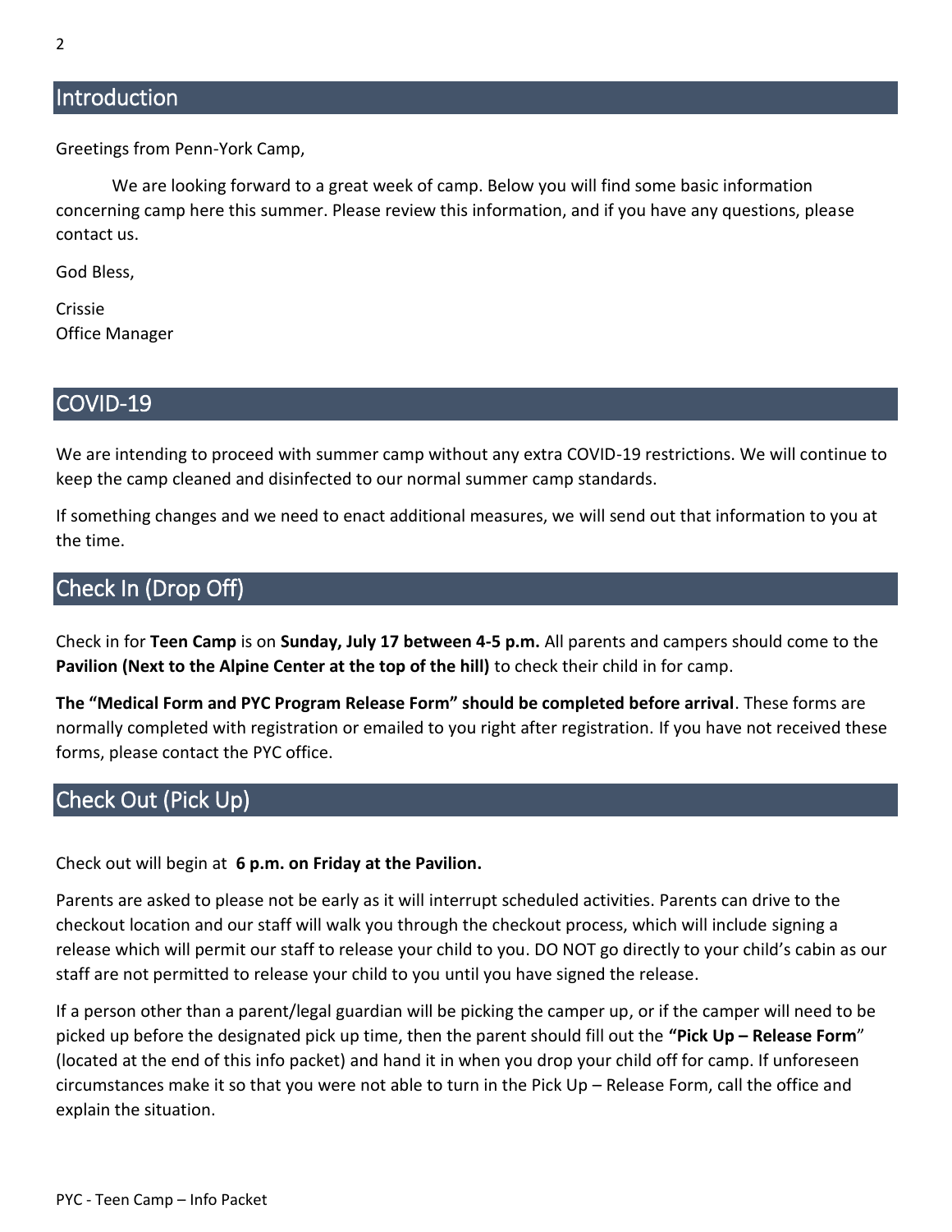## Introduction

Greetings from Penn-York Camp,

We are looking forward to a great week of camp. Below you will find some basic information concerning camp here this summer. Please review this information, and if you have any questions, please contact us.

God Bless,

Crissie
Office Manager

## COVID-19

We are intending to proceed with summer camp without any extra COVID-19 restrictions. We will continue to keep the camp cleaned and disinfected to our normal summer camp standards.

If something changes and we need to enact additional measures, we will send out that information to you at the time.

## Check In (Drop Off)

Check in for **Teen Camp** is on **Sunday, July 17 between 4-5 p.m.** All parents and campers should come to the **Pavilion (Next to the Alpine Center at the top of the hill)** to check their child in for camp.

**The "Medical Form and PYC Program Release Form" should be completed before arrival**. These forms are normally completed with registration or emailed to you right after registration. If you have not received these forms, please contact the PYC office.

## Check Out (Pick Up)

Check out will begin at **6 p.m. on Friday at the Pavilion.**

Parents are asked to please not be early as it will interrupt scheduled activities. Parents can drive to the checkout location and our staff will walk you through the checkout process, which will include signing a release which will permit our staff to release your child to you. DO NOT go directly to your child's cabin as our staff are not permitted to release your child to you until you have signed the release.

If a person other than a parent/legal guardian will be picking the camper up, or if the camper will need to be picked up before the designated pick up time, then the parent should fill out the **"Pick Up – Release Form"** (located at the end of this info packet) and hand it in when you drop your child off for camp. If unforeseen circumstances make it so that you were not able to turn in the Pick Up – Release Form, call the office and explain the situation.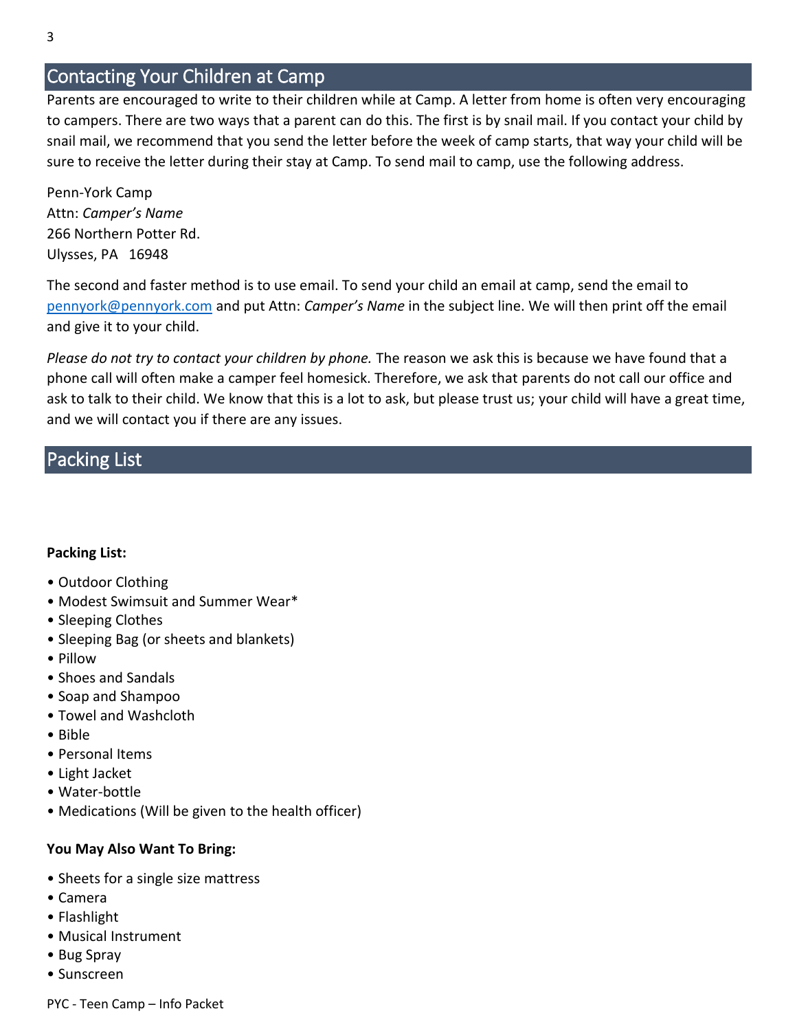## Contacting Your Children at Camp

Parents are encouraged to write to their children while at Camp. A letter from home is often very encouraging to campers. There are two ways that a parent can do this. The first is by snail mail. If you contact your child by snail mail, we recommend that you send the letter before the week of camp starts, that way your child will be sure to receive the letter during their stay at Camp. To send mail to camp, use the following address.

Penn-York Camp
Attn: *Camper's Name*
266 Northern Potter Rd.
Ulysses, PA 16948

The second and faster method is to use email. To send your child an email at camp, send the email to pennyork@pennyork.com and put Attn: *Camper's Name* in the subject line. We will then print off the email and give it to your child.

*Please do not try to contact your children by phone.* The reason we ask this is because we have found that a phone call will often make a camper feel homesick. Therefore, we ask that parents do not call our office and ask to talk to their child. We know that this is a lot to ask, but please trust us; your child will have a great time, and we will contact you if there are any issues.

## Packing List

**Packing List:**

- Outdoor Clothing
- Modest Swimsuit and Summer Wear*
- Sleeping Clothes
- Sleeping Bag (or sheets and blankets)
- Pillow
- Shoes and Sandals
- Soap and Shampoo
- Towel and Washcloth
- Bible
- Personal Items
- Light Jacket
- Water-bottle
- Medications (Will be given to the health officer)

**You May Also Want To Bring:**

- Sheets for a single size mattress
- Camera
- Flashlight
- Musical Instrument
- Bug Spray
- Sunscreen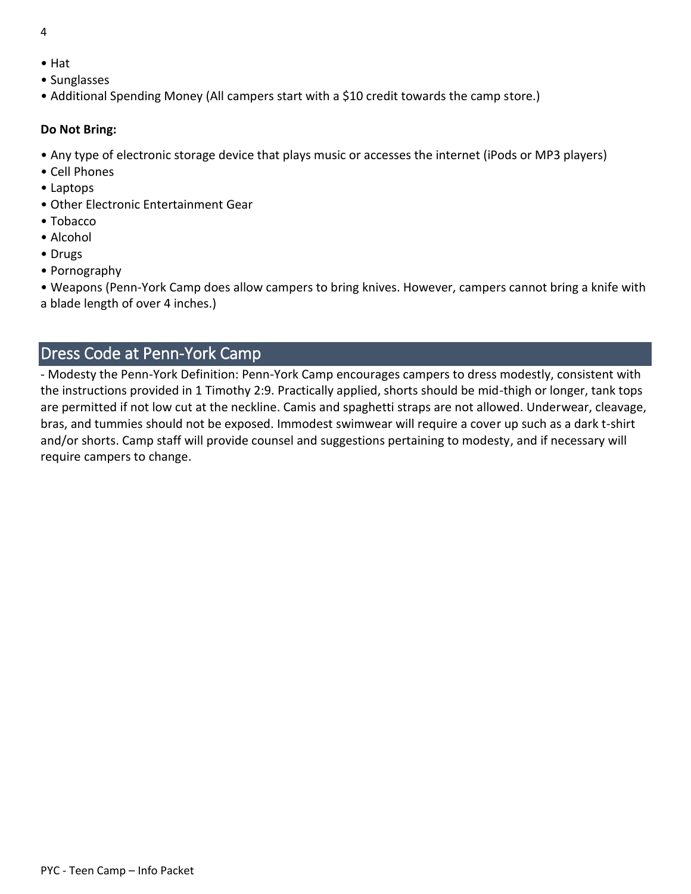- Hat
- Sunglasses
- Additional Spending Money (All campers start with a $10 credit towards the camp store.)

**Do Not Bring:**

- Any type of electronic storage device that plays music or accesses the internet (iPods or MP3 players)
- Cell Phones
- Laptops
- Other Electronic Entertainment Gear
- Tobacco
- Alcohol
- Drugs
- Pornography
- Weapons (Penn-York Camp does allow campers to bring knives. However, campers cannot bring a knife with a blade length of over 4 inches.)

## Dress Code at Penn-York Camp

- Modesty the Penn-York Definition: Penn-York Camp encourages campers to dress modestly, consistent with the instructions provided in 1 Timothy 2:9. Practically applied, shorts should be mid-thigh or longer, tank tops are permitted if not low cut at the neckline. Camis and spaghetti straps are not allowed. Underwear, cleavage, bras, and tummies should not be exposed. Immodest swimwear will require a cover up such as a dark t-shirt and/or shorts. Camp staff will provide counsel and suggestions pertaining to modesty, and if necessary will require campers to change.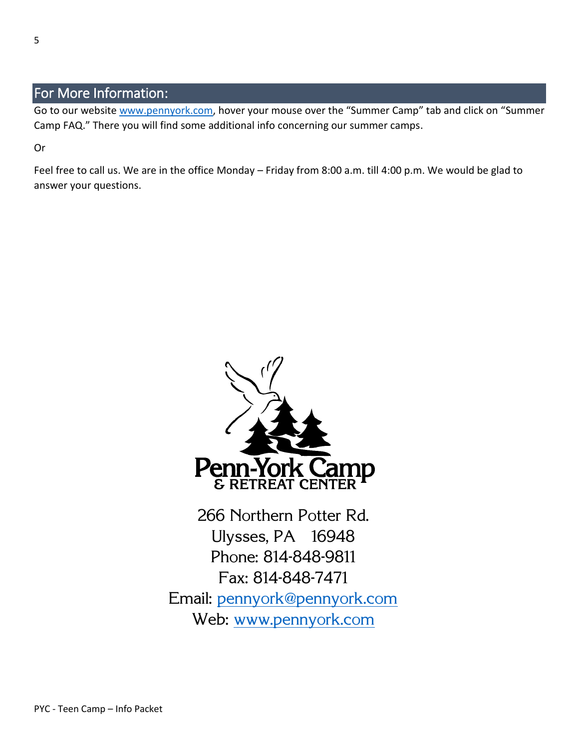## For More Information:

Go to our website www.pennyork.com, hover your mouse over the "Summer Camp" tab and click on "Summer Camp FAQ." There you will find some additional info concerning our summer camps.

Or

Feel free to call us. We are in the office Monday – Friday from 8:00 a.m. till 4:00 p.m. We would be glad to answer your questions.

Penn-York Camp & Retreat Center

266 Northern Potter Rd.
Ulysses, PA 16948
Phone: 814-848-9811
Fax: 814-848-7471
Email: pennyork@pennyork.com
Web: www.pennyork.com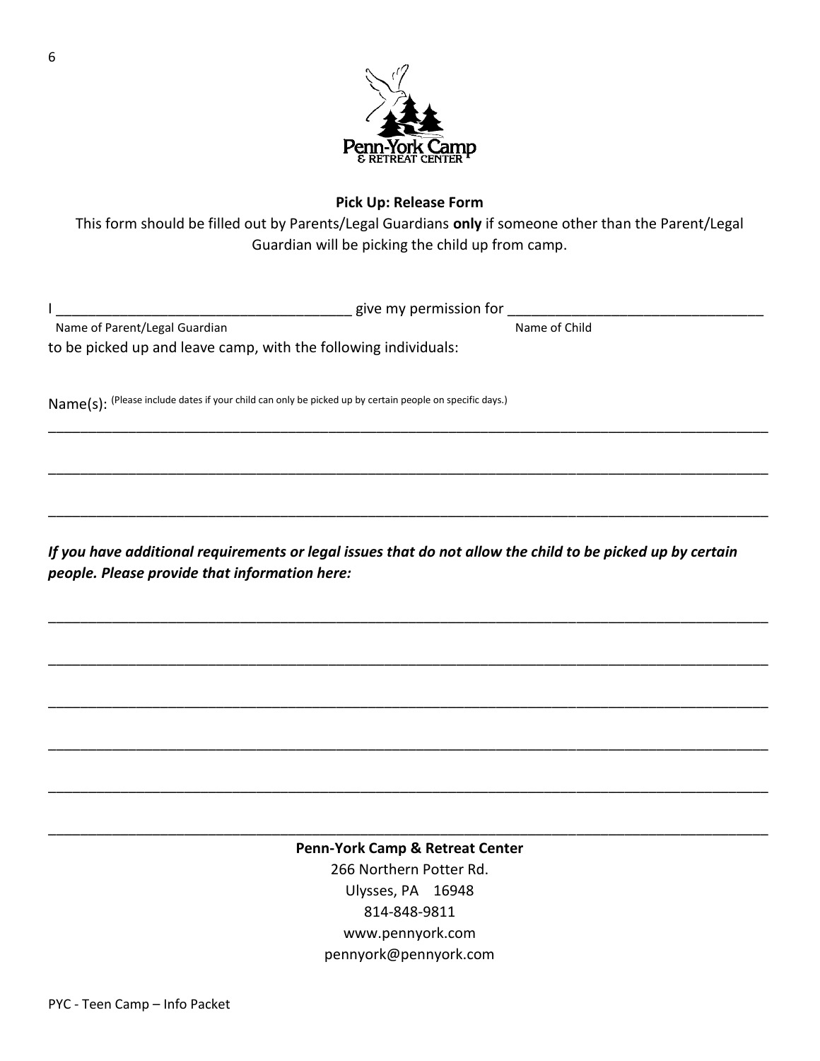Penn-York Camp
& RETREAT CENTER

**Pick Up: Release Form**

This form should be filled out by Parents/Legal Guardians **only** if someone other than the Parent/Legal Guardian will be picking the child up from camp.

I ____________________________________ give my permission for ________________________________

Name of Parent/Legal Guardian — Name of Child

to be picked up and leave camp, with the following individuals:

Name(s): (Please include dates if your child can only be picked up by certain people on specific days.)

______________________________________________________________________________________

______________________________________________________________________________________

______________________________________________________________________________________

***If you have additional requirements or legal issues that do not allow the child to be picked up by certain people. Please provide that information here:***

______________________________________________________________________________________

______________________________________________________________________________________

______________________________________________________________________________________

______________________________________________________________________________________

______________________________________________________________________________________

______________________________________________________________________________________

**Penn-York Camp & Retreat Center**

266 Northern Potter Rd.

Ulysses, PA 16948

814-848-9811

www.pennyork.com

pennyork@pennyork.com